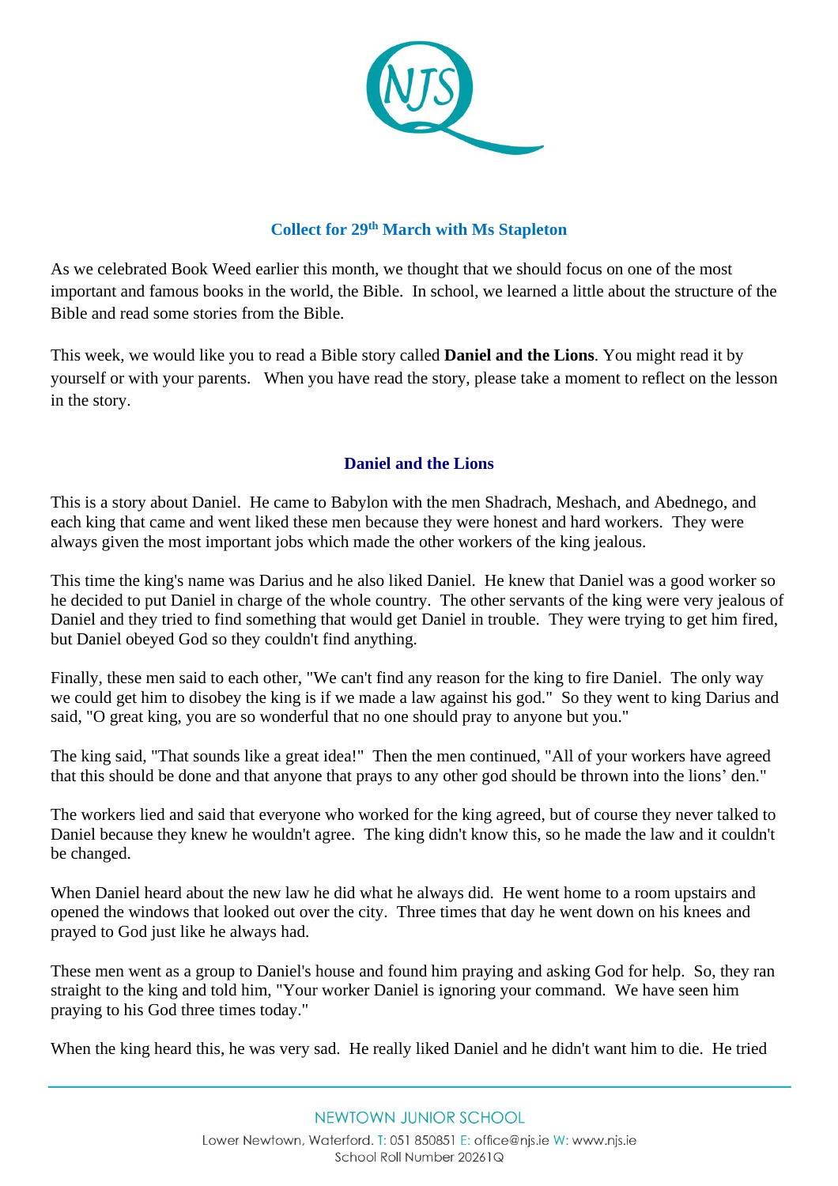## Collect for 29th March with Ms Stapleton

As we celebrated Book Weed earlier this month, we thought that we should focus on one of the most important and famous books in the world, the Bible. In school, we learned a little about the structure of the Bible and read some stories from the Bible.

This week, we would like you to read a Bible story called **Daniel and the Lions**. You might read it by yourself or with your parents. When you have read the story, please take a moment to reflect on the lesson in the story.

### Daniel and the Lions

This is a story about Daniel. He came to Babylon with the men Shadrach, Meshach, and Abednego, and each king that came and went liked these men because they were honest and hard workers. They were always given the most important jobs which made the other workers of the king jealous.

This time the king's name was Darius and he also liked Daniel. He knew that Daniel was a good worker so he decided to put Daniel in charge of the whole country. The other servants of the king were very jealous of Daniel and they tried to find something that would get Daniel in trouble. They were trying to get him fired, but Daniel obeyed God so they couldn't find anything.

Finally, these men said to each other, "We can't find any reason for the king to fire Daniel. The only way we could get him to disobey the king is if we made a law against his god." So they went to king Darius and said, "O great king, you are so wonderful that no one should pray to anyone but you."

The king said, "That sounds like a great idea!" Then the men continued, "All of your workers have agreed that this should be done and that anyone that prays to any other god should be thrown into the lions' den."

The workers lied and said that everyone who worked for the king agreed, but of course they never talked to Daniel because they knew he wouldn't agree. The king didn't know this, so he made the law and it couldn't be changed.

When Daniel heard about the new law he did what he always did. He went home to a room upstairs and opened the windows that looked out over the city. Three times that day he went down on his knees and prayed to God just like he always had.

These men went as a group to Daniel's house and found him praying and asking God for help. So, they ran straight to the king and told him, "Your worker Daniel is ignoring your command. We have seen him praying to his God three times today."

When the king heard this, he was very sad. He really liked Daniel and he didn't want him to die. He tried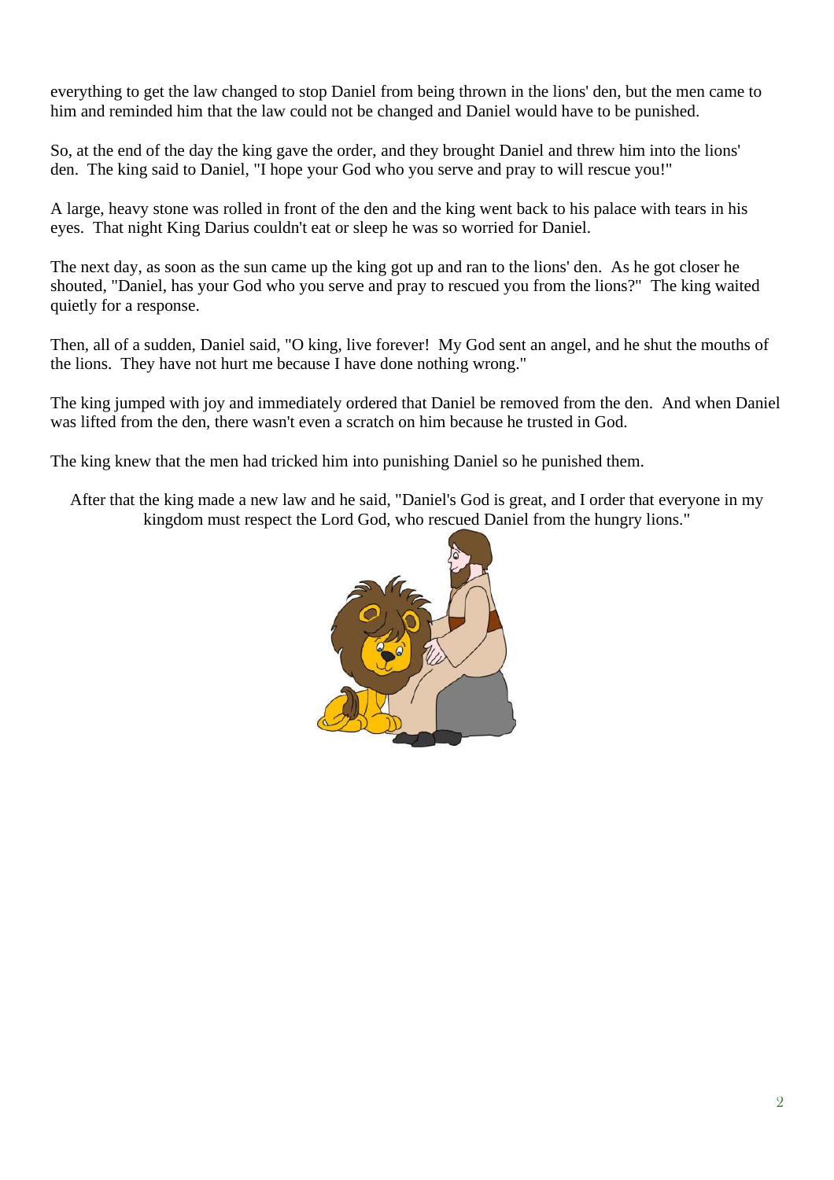everything to get the law changed to stop Daniel from being thrown in the lions' den, but the men came to him and reminded him that the law could not be changed and Daniel would have to be punished.

So, at the end of the day the king gave the order, and they brought Daniel and threw him into the lions' den. The king said to Daniel, "I hope your God who you serve and pray to will rescue you!"

A large, heavy stone was rolled in front of the den and the king went back to his palace with tears in his eyes. That night King Darius couldn't eat or sleep he was so worried for Daniel.

The next day, as soon as the sun came up the king got up and ran to the lions' den. As he got closer he shouted, "Daniel, has your God who you serve and pray to rescued you from the lions?" The king waited quietly for a response.

Then, all of a sudden, Daniel said, "O king, live forever! My God sent an angel, and he shut the mouths of the lions. They have not hurt me because I have done nothing wrong."

The king jumped with joy and immediately ordered that Daniel be removed from the den. And when Daniel was lifted from the den, there wasn't even a scratch on him because he trusted in God.

The king knew that the men had tricked him into punishing Daniel so he punished them.

After that the king made a new law and he said, "Daniel's God is great, and I order that everyone in my kingdom must respect the Lord God, who rescued Daniel from the hungry lions."